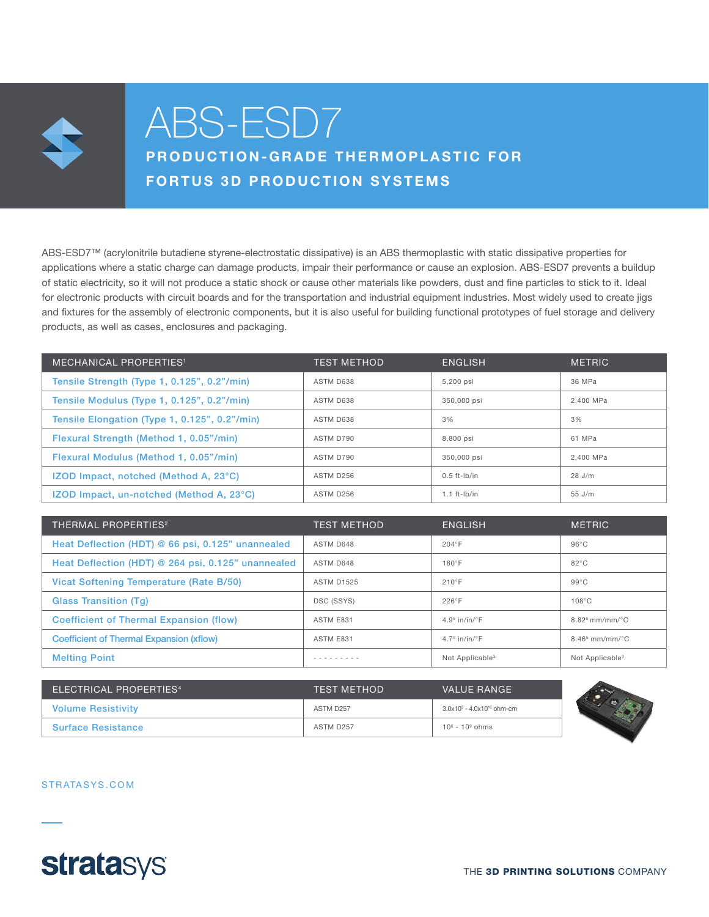# ABS-ESD7

## PRODUCTION-GRADE THERMOPLASTIC FOR FORTUS 3D PRODUCTION SYSTEMS

ABS-ESD7™ (acrylonitrile butadiene styrene-electrostatic dissipative) is an ABS thermoplastic with static dissipative properties for applications where a static charge can damage products, impair their performance or cause an explosion. ABS-ESD7 prevents a buildup of static electricity, so it will not produce a static shock or cause other materials like powders, dust and fine particles to stick to it. Ideal for electronic products with circuit boards and for the transportation and industrial equipment industries. Most widely used to create jigs and fixtures for the assembly of electronic components, but it is also useful for building functional prototypes of fuel storage and delivery products, as well as cases, enclosures and packaging.

| MECHANICAL PROPERTIES[1] | TEST METHOD | ENGLISH | METRIC |
|---|---|---|---|
| Tensile Strength (Type 1, 0.125", 0.2"/min) | ASTM D638 | 5,200 psi | 36 MPa |
| Tensile Modulus (Type 1, 0.125", 0.2"/min) | ASTM D638 | 350,000 psi | 2,400 MPa |
| Tensile Elongation (Type 1, 0.125", 0.2"/min) | ASTM D638 | 3% | 3% |
| Flexural Strength (Method 1, 0.05"/min) | ASTM D790 | 8,800 psi | 61 MPa |
| Flexural Modulus (Method 1, 0.05"/min) | ASTM D790 | 350,000 psi | 2,400 MPa |
| IZOD Impact, notched (Method A, 23°C) | ASTM D256 | 0.5 ft-lb/in | 28 J/m |
| IZOD Impact, un-notched (Method A, 23°C) | ASTM D256 | 1.1 ft-lb/in | 55 J/m |

| THERMAL PROPERTIES[2] | TEST METHOD | ENGLISH | METRIC |
|---|---|---|---|
| Heat Deflection (HDT) @ 66 psi, 0.125" unannealed | ASTM D648 | 204°F | 96°C |
| Heat Deflection (HDT) @ 264 psi, 0.125" unannealed | ASTM D648 | 180°F | 82°C |
| Vicat Softening Temperature (Rate B/50) | ASTM D1525 | 210°F | 99°C |
| Glass Transition (Tg) | DSC (SSYS) | 226°F | 108°C |
| Coefficient of Thermal Expansion (flow) | ASTM E831 | $4.9^{5}$ in/in/°F | $8.82^{5}$ mm/mm/°C |
| Coefficient of Thermal Expansion (xflow) | ASTM E831 | $4.7^{5}$ in/in/°F | $8.46^{5}$ mm/mm/°C |
| Melting Point | - - - - - - - - - | Not Applicable[3] | Not Applicable[3] |

| ELECTRICAL PROPERTIES[4] | TEST METHOD | VALUE RANGE |
|---|---|---|
| Volume Resistivity | ASTM D257 | $3.0 \times 10^{9}$ - $4.0 \times 10^{10}$ ohm-cm |
| Surface Resistance | ASTM D257 | $10^{6}$ - $10^{9}$ ohms |

STRATASYS.COM

stratasys

THE **3D PRINTING SOLUTIONS** COMPANY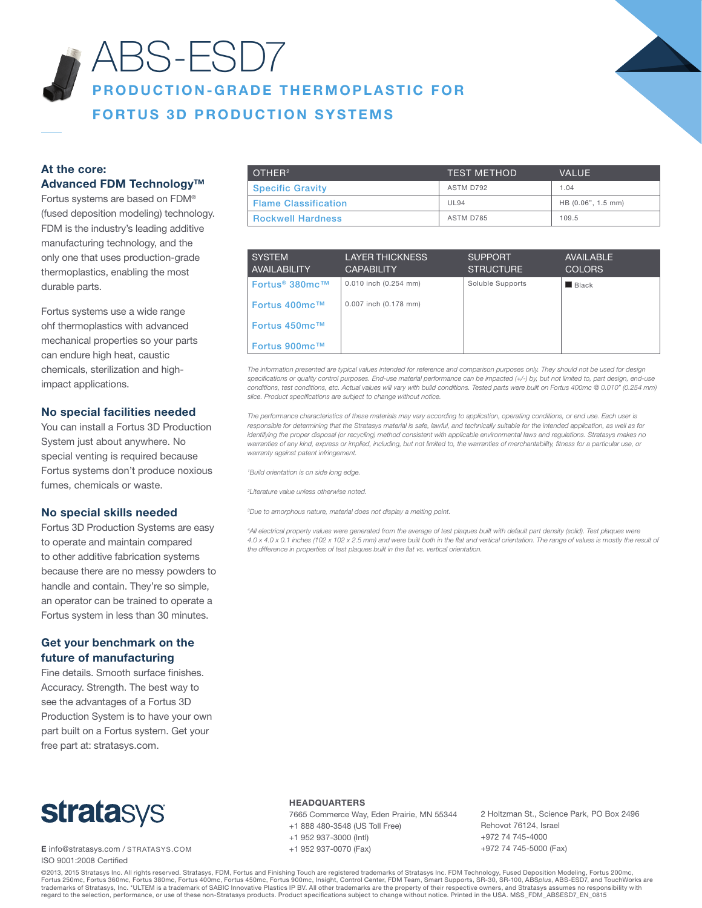# ABS-ESD7

## PRODUCTION-GRADE THERMOPLASTIC FOR FORTUS 3D PRODUCTION SYSTEMS

### At the core: Advanced FDM Technology™

Fortus systems are based on FDM® (fused deposition modeling) technology. FDM is the industry's leading additive manufacturing technology, and the only one that uses production-grade thermoplastics, enabling the most durable parts.

Fortus systems use a wide range ohf thermoplastics with advanced mechanical properties so your parts can endure high heat, caustic chemicals, sterilization and high-impact applications.

### No special facilities needed

You can install a Fortus 3D Production System just about anywhere. No special venting is required because Fortus systems don't produce noxious fumes, chemicals or waste.

### No special skills needed

Fortus 3D Production Systems are easy to operate and maintain compared to other additive fabrication systems because there are no messy powders to handle and contain. They're so simple, an operator can be trained to operate a Fortus system in less than 30 minutes.

### Get your benchmark on the future of manufacturing

Fine details. Smooth surface finishes. Accuracy. Strength. The best way to see the advantages of a Fortus 3D Production System is to have your own part built on a Fortus system. Get your free part at: stratasys.com.

| OTHER[2] | TEST METHOD | VALUE |
|---|---|---|
| Specific Gravity | ASTM D792 | 1.04 |
| Flame Classification | UL94 | HB (0.06", 1.5 mm) |
| Rockwell Hardness | ASTM D785 | 109.5 |

| SYSTEM AVAILABILITY | LAYER THICKNESS CAPABILITY | SUPPORT STRUCTURE | AVAILABLE COLORS |
|---|---|---|---|
| Fortus® 380mc™ | 0.010 inch (0.254 mm) | Soluble Supports | ■ Black |
| Fortus 400mc™ | 0.007 inch (0.178 mm) | | |
| Fortus 450mc™ | | | |
| Fortus 900mc™ | | | |

*The information presented are typical values intended for reference and comparison purposes only. They should not be used for design specifications or quality control purposes. End-use material performance can be impacted (+/-) by, but not limited to, part design, end-use conditions, test conditions, etc. Actual values will vary with build conditions. Tested parts were built on Fortus 400mc @ 0.010" (0.254 mm) slice. Product specifications are subject to change without notice.*

*The performance characteristics of these materials may vary according to application, operating conditions, or end use. Each user is responsible for determining that the Stratasys material is safe, lawful, and technically suitable for the intended application, as well as for identifying the proper disposal (or recycling) method consistent with applicable environmental laws and regulations. Stratasys makes no warranties of any kind, express or implied, including, but not limited to, the warranties of merchantability, fitness for a particular use, or warranty against patent infringement.*

*[1]Build orientation is on side long edge.*

*[2]Literature value unless otherwise noted.*

*[3]Due to amorphous nature, material does not display a melting point.*

*[4]All electrical property values were generated from the average of test plaques built with default part density (solid). Test plaques were 4.0 x 4.0 x 0.1 inches (102 x 102 x 2.5 mm) and were built both in the flat and vertical orientation. The range of values is mostly the result of the difference in properties of test plaques built in the flat vs. vertical orientation.*

stratasys

**E** info@stratasys.com / STRATASYS.COM
ISO 9001:2008 Certified

**HEADQUARTERS**

7665 Commerce Way, Eden Prairie, MN 55344
+1 888 480-3548 (US Toll Free)
+1 952 937-3000 (Intl)
+1 952 937-0070 (Fax)

2 Holtzman St., Science Park, PO Box 2496
Rehovot 76124, Israel
+972 74 745-4000
+972 74 745-5000 (Fax)

©2013, 2015 Stratasys Inc. All rights reserved. Stratasys, FDM, Fortus and Finishing Touch are registered trademarks of Stratasys Inc. FDM Technology, Fused Deposition Modeling, Fortus 200mc, Fortus 250mc, Fortus 360mc, Fortus 380mc, Fortus 400mc, Fortus 450mc, Fortus 900mc, Insight, Control Center, FDM Team, Smart Supports, SR-30, SR-100, ABS*plus*, ABS-ESD7, and TouchWorks are trademarks of Stratasys, Inc. *ULTEM is a trademark of SABIC Innovative Plastics IP BV. All other trademarks are the property of their respective owners, and Stratasys assumes no responsibility with regard to the selection, performance, or use of these non-Stratasys products. Product specifications subject to change without notice. Printed in the USA. MSS_FDM_ABSESD7_EN_0815